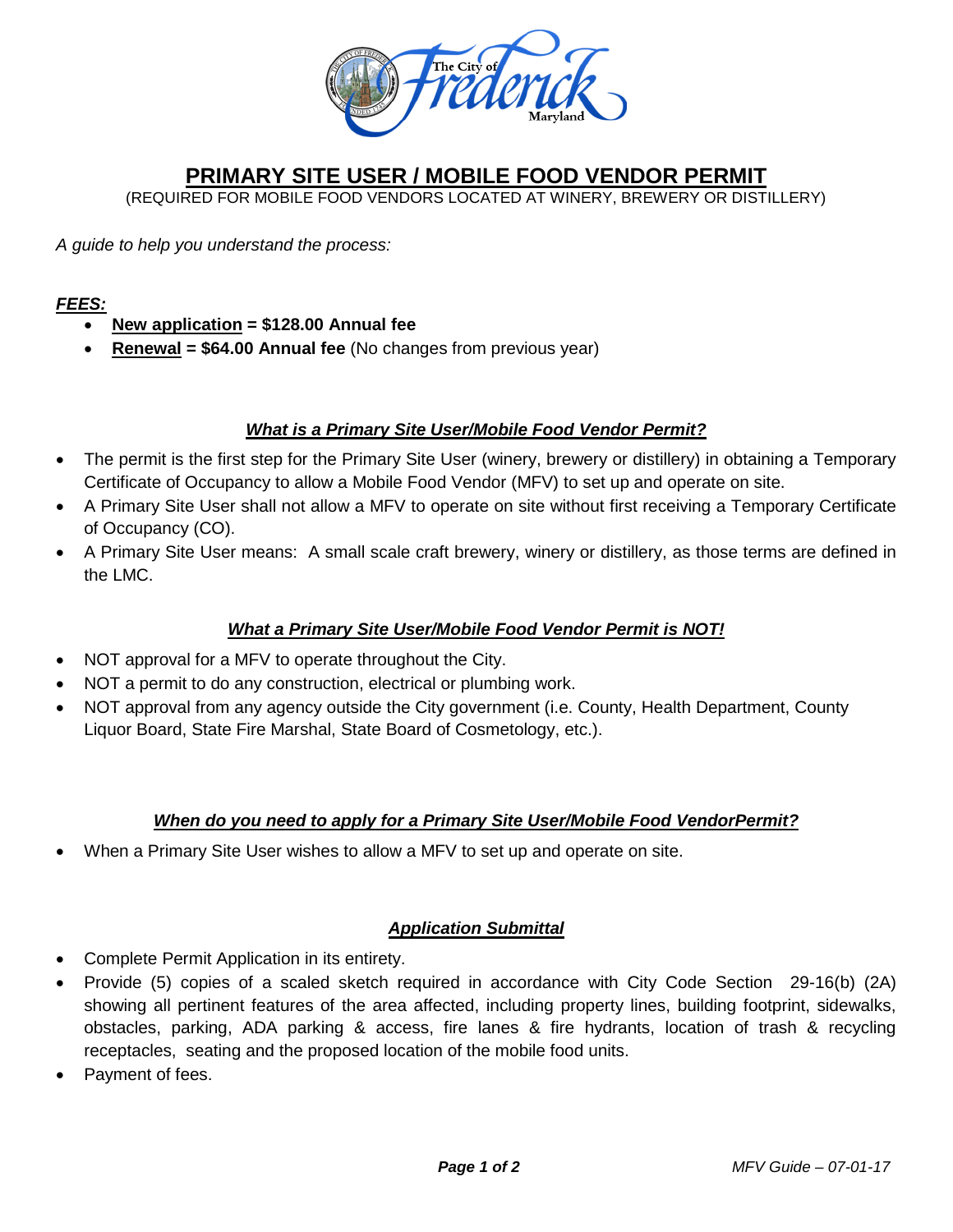# PRIMARY SITE USER / MOBILE FOOD VENDOR PERMIT

(REQUIRED FOR MOBILE FOOD VENDORS LOCATED AT WINERY, BREWERY OR DISTILLERY)

*A guide to help you understand the process:*

***FEES:***

- **New application = $128.00 Annual fee**
- **Renewal = $64.00 Annual fee** (No changes from previous year)

## *What is a Primary Site User/Mobile Food Vendor Permit?*

- The permit is the first step for the Primary Site User (winery, brewery or distillery) in obtaining a Temporary Certificate of Occupancy to allow a Mobile Food Vendor (MFV) to set up and operate on site.
- A Primary Site User shall not allow a MFV to operate on site without first receiving a Temporary Certificate of Occupancy (CO).
- A Primary Site User means: A small scale craft brewery, winery or distillery, as those terms are defined in the LMC.

## *What a Primary Site User/Mobile Food Vendor Permit is NOT!*

- NOT approval for a MFV to operate throughout the City.
- NOT a permit to do any construction, electrical or plumbing work.
- NOT approval from any agency outside the City government (i.e. County, Health Department, County Liquor Board, State Fire Marshal, State Board of Cosmetology, etc.).

## *When do you need to apply for a Primary Site User/Mobile Food VendorPermit?*

- When a Primary Site User wishes to allow a MFV to set up and operate on site.

## *Application Submittal*

- Complete Permit Application in its entirety.
- Provide (5) copies of a scaled sketch required in accordance with City Code Section 29-16(b) (2A) showing all pertinent features of the area affected, including property lines, building footprint, sidewalks, obstacles, parking, ADA parking & access, fire lanes & fire hydrants, location of trash & recycling receptacles, seating and the proposed location of the mobile food units.
- Payment of fees.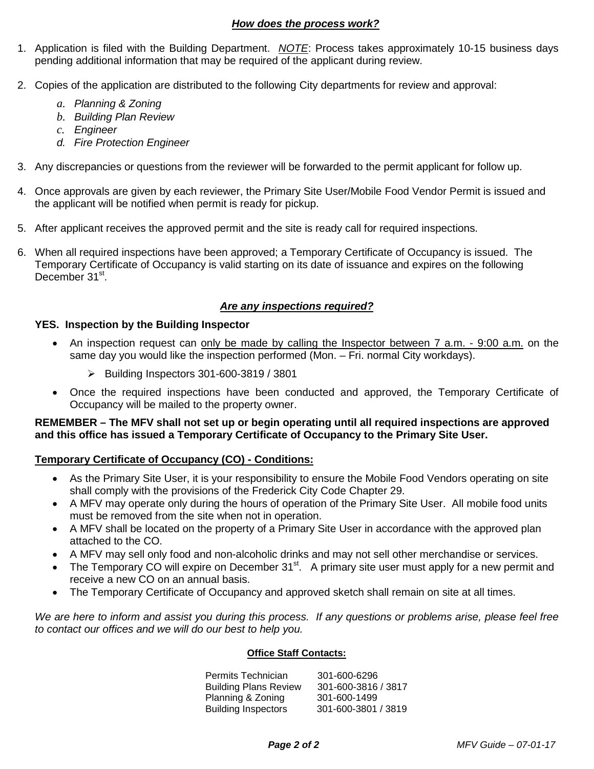## ***How does the process work?***

1. Application is filed with the Building Department. *NOTE*: Process takes approximately 10-15 business days pending additional information that may be required of the applicant during review.

2. Copies of the application are distributed to the following City departments for review and approval:
   a. *Planning & Zoning*
   b. *Building Plan Review*
   c. *Engineer*
   d. *Fire Protection Engineer*

3. Any discrepancies or questions from the reviewer will be forwarded to the permit applicant for follow up.

4. Once approvals are given by each reviewer, the Primary Site User/Mobile Food Vendor Permit is issued and the applicant will be notified when permit is ready for pickup.

5. After applicant receives the approved permit and the site is ready call for required inspections.

6. When all required inspections have been approved; a Temporary Certificate of Occupancy is issued. The Temporary Certificate of Occupancy is valid starting on its date of issuance and expires on the following December 31st.

## ***Are any inspections required?***

**YES. Inspection by the Building Inspector**

- An inspection request can only be made by calling the Inspector between 7 a.m. - 9:00 a.m. on the same day you would like the inspection performed (Mon. – Fri. normal City workdays).
  - Building Inspectors 301-600-3819 / 3801
- Once the required inspections have been conducted and approved, the Temporary Certificate of Occupancy will be mailed to the property owner.

**REMEMBER – The MFV shall not set up or begin operating until all required inspections are approved and this office has issued a Temporary Certificate of Occupancy to the Primary Site User.**

**Temporary Certificate of Occupancy (CO) - Conditions:**

- As the Primary Site User, it is your responsibility to ensure the Mobile Food Vendors operating on site shall comply with the provisions of the Frederick City Code Chapter 29.
- A MFV may operate only during the hours of operation of the Primary Site User. All mobile food units must be removed from the site when not in operation.
- A MFV shall be located on the property of a Primary Site User in accordance with the approved plan attached to the CO.
- A MFV may sell only food and non-alcoholic drinks and may not sell other merchandise or services.
- The Temporary CO will expire on December 31st. A primary site user must apply for a new permit and receive a new CO on an annual basis.
- The Temporary Certificate of Occupancy and approved sketch shall remain on site at all times.

*We are here to inform and assist you during this process. If any questions or problems arise, please feel free to contact our offices and we will do our best to help you.*

**Office Staff Contacts:**

| | |
|---|---|
| Permits Technician | 301-600-6296 |
| Building Plans Review | 301-600-3816 / 3817 |
| Planning & Zoning | 301-600-1499 |
| Building Inspectors | 301-600-3801 / 3819 |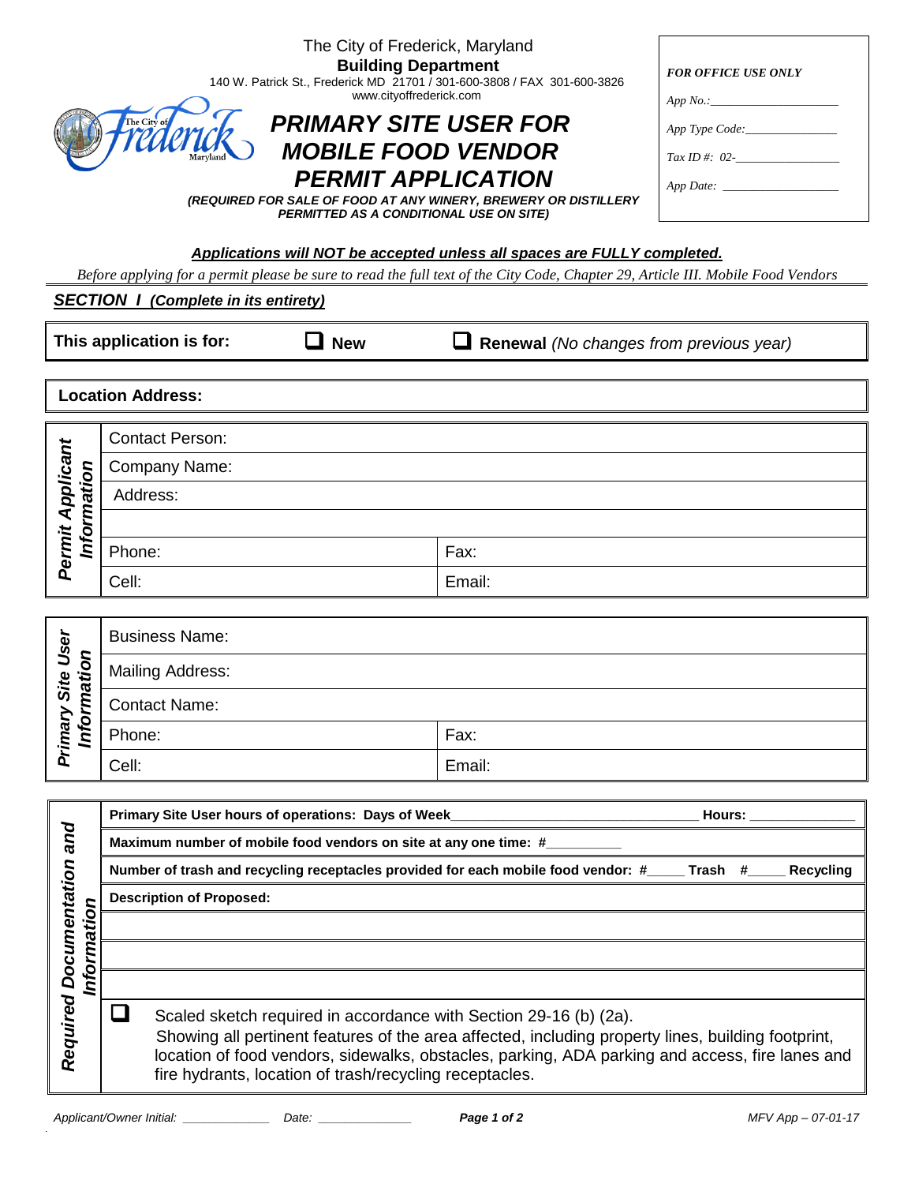The City of Frederick, Maryland
**Building Department**
140 W. Patrick St., Frederick MD 21701 / 301-600-3808 / FAX 301-600-3826
www.cityoffrederick.com

# *PRIMARY SITE USER FOR MOBILE FOOD VENDOR PERMIT APPLICATION*

***(REQUIRED FOR SALE OF FOOD AT ANY WINERY, BREWERY OR DISTILLERY PERMITTED AS A CONDITIONAL USE ON SITE)***

*FOR OFFICE USE ONLY*

*App No.:*_______________________

*App Type Code:*_________________

*Tax ID #: 02-*__________________

*App Date:* ____________________

***Applications will NOT be accepted unless all spaces are FULLY completed.***

*Before applying for a permit please be sure to read the full text of the City Code, Chapter 29, Article III. Mobile Food Vendors*

## *SECTION I (Complete in its entirety)*

**This application is for:** ☐ **New** ☐ **Renewal** *(No changes from previous year)*

**Location Address:**

| ***Permit Applicant Information*** | | |
|---|---|---|
| | Contact Person: | |
| | Company Name: | |
| | Address: | |
| | | |
| | Phone: | Fax: |
| | Cell: | Email: |

| ***Primary Site User Information*** | | |
|---|---|---|
| | Business Name: | |
| | Mailing Address: | |
| | Contact Name: | |
| | Phone: | Fax: |
| | Cell: | Email: |

***Required Documentation and Information***

**Primary Site User hours of operations: Days of Week**_______________________________ **Hours:** ______________

**Maximum number of mobile food vendors on site at any one time: #**__________

**Number of trash and recycling receptacles provided for each mobile food vendor: #**_____ **Trash #**_____ **Recycling**

**Description of Proposed:**

☐ Scaled sketch required in accordance with Section 29-16 (b) (2a).
Showing all pertinent features of the area affected, including property lines, building footprint, location of food vendors, sidewalks, obstacles, parking, ADA parking and access, fire lanes and fire hydrants, location of trash/recycling receptacles.

*Applicant/Owner Initial:* _____________ *Date:* _____________ *MFV App – 07-01-17*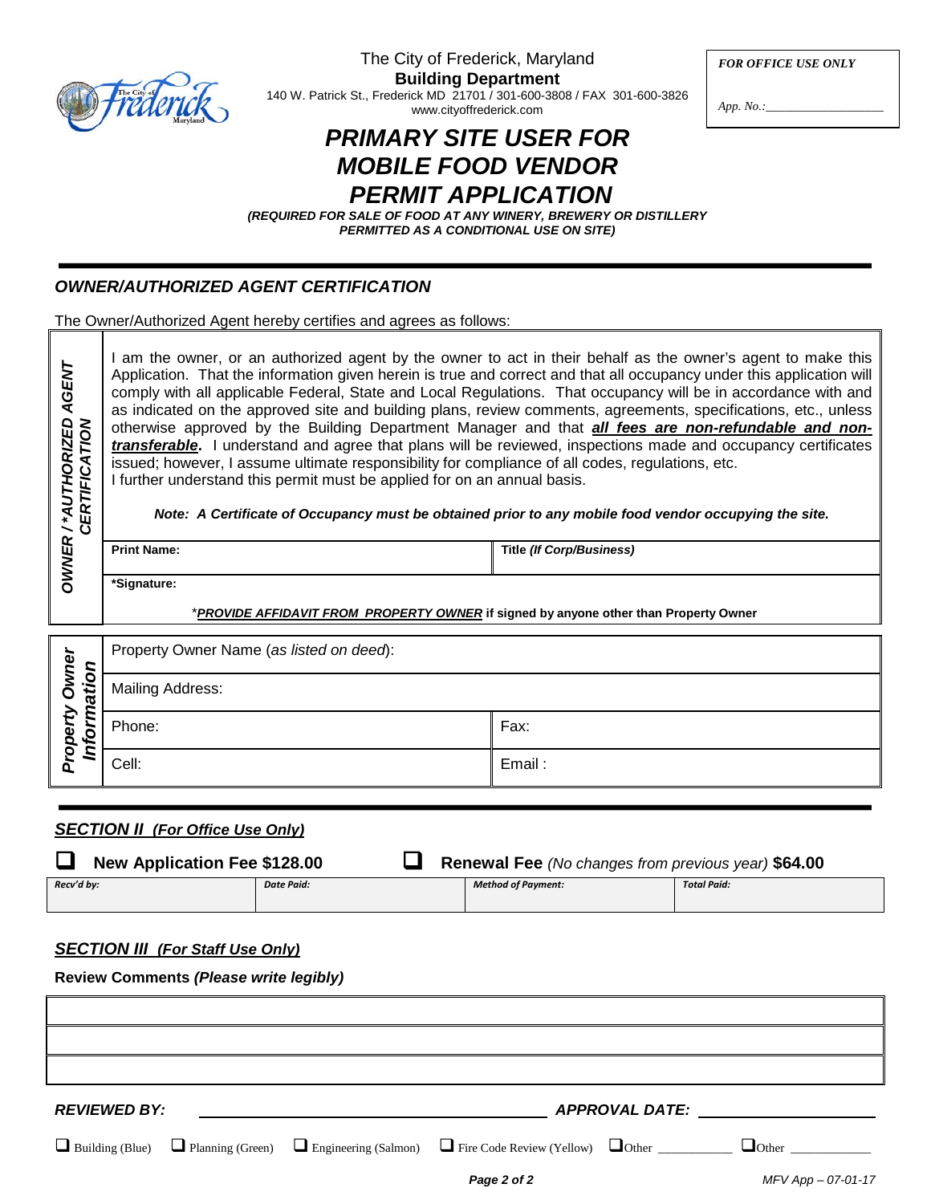The City of Frederick, Maryland
**Building Department**
140 W. Patrick St., Frederick MD 21701 / 301-600-3808 / FAX 301-600-3826
www.cityoffrederick.com

| *FOR OFFICE USE ONLY* |
| --- |
| *App. No.:*___________________ |

# *PRIMARY SITE USER FOR MOBILE FOOD VENDOR PERMIT APPLICATION*

***(REQUIRED FOR SALE OF FOOD AT ANY WINERY, BREWERY OR DISTILLERY PERMITTED AS A CONDITIONAL USE ON SITE)***

## *OWNER/AUTHORIZED AGENT CERTIFICATION*

The Owner/Authorized Agent hereby certifies and agrees as follows:

***OWNER / \*AUTHORIZED AGENT CERTIFICATION***

I am the owner, or an authorized agent by the owner to act in their behalf as the owner's agent to make this Application. That the information given herein is true and correct and that all occupancy under this application will comply with all applicable Federal, State and Local Regulations. That occupancy will be in accordance with and as indicated on the approved site and building plans, review comments, agreements, specifications, etc., unless otherwise approved by the Building Department Manager and that ***all fees are non-refundable and non-transferable***. I understand and agree that plans will be reviewed, inspections made and occupancy certificates issued; however, I assume ultimate responsibility for compliance of all codes, regulations, etc.
I further understand this permit must be applied for on an annual basis.

***Note: A Certificate of Occupancy must be obtained prior to any mobile food vendor occupying the site.***

| | |
| --- | --- |
| **Print Name:** | **Title *(If Corp/Business)*** |
| **\*Signature:** | |

\****PROVIDE AFFIDAVIT FROM PROPERTY OWNER*** **if signed by anyone other than Property Owner**

***Property Owner Information***

| | |
| --- | --- |
| Property Owner Name (*as listed on deed*): | |
| Mailing Address: | |
| Phone: | Fax: |
| Cell: | Email : |

## *SECTION II (For Office Use Only)*

❑ **New Application Fee $128.00**    ❑ **Renewal Fee** *(No changes from previous year)* **$64.00**

| *Recv'd by:* | *Date Paid:* | *Method of Payment:* | *Total Paid:* |
| --- | --- | --- | --- |
| | | | |

## *SECTION III (For Staff Use Only)*

**Review Comments *(Please write legibly)***

| |
| --- |
| |
| |
| |

***REVIEWED BY:*** ______________________________ ***APPROVAL DATE:*** ____________________

❑ Building (Blue) ❑ Planning (Green) ❑ Engineering (Salmon) ❑ Fire Code Review (Yellow) ❑ Other ___________ ❑ Other ____________

*MFV App – 07-01-17*